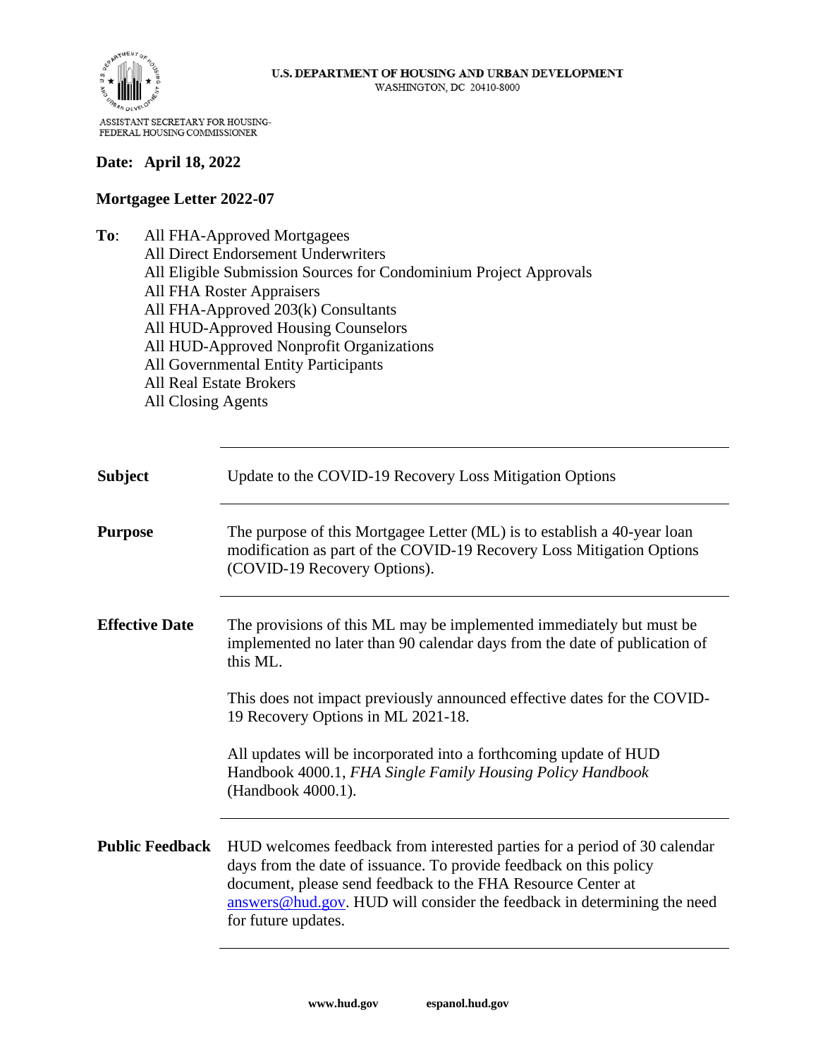U.S. DEPARTMENT OF HOUSING AND URBAN DEVELOPMENT
WASHINGTON, DC 20410-8000

ASSISTANT SECRETARY FOR HOUSING-
FEDERAL HOUSING COMMISSIONER

**Date: April 18, 2022**

**Mortgagee Letter 2022-07**

**To**: All FHA-Approved Mortgagees
All Direct Endorsement Underwriters
All Eligible Submission Sources for Condominium Project Approvals
All FHA Roster Appraisers
All FHA-Approved 203(k) Consultants
All HUD-Approved Housing Counselors
All HUD-Approved Nonprofit Organizations
All Governmental Entity Participants
All Real Estate Brokers
All Closing Agents

| | |
|---|---|
| **Subject** | Update to the COVID-19 Recovery Loss Mitigation Options |
| **Purpose** | The purpose of this Mortgagee Letter (ML) is to establish a 40-year loan modification as part of the COVID-19 Recovery Loss Mitigation Options (COVID-19 Recovery Options). |
| **Effective Date** | The provisions of this ML may be implemented immediately but must be implemented no later than 90 calendar days from the date of publication of this ML.<br><br>This does not impact previously announced effective dates for the COVID-19 Recovery Options in ML 2021-18.<br><br>All updates will be incorporated into a forthcoming update of HUD Handbook 4000.1, *FHA Single Family Housing Policy Handbook* (Handbook 4000.1). |
| **Public Feedback** | HUD welcomes feedback from interested parties for a period of 30 calendar days from the date of issuance. To provide feedback on this policy document, please send feedback to the FHA Resource Center at answers@hud.gov. HUD will consider the feedback in determining the need for future updates. |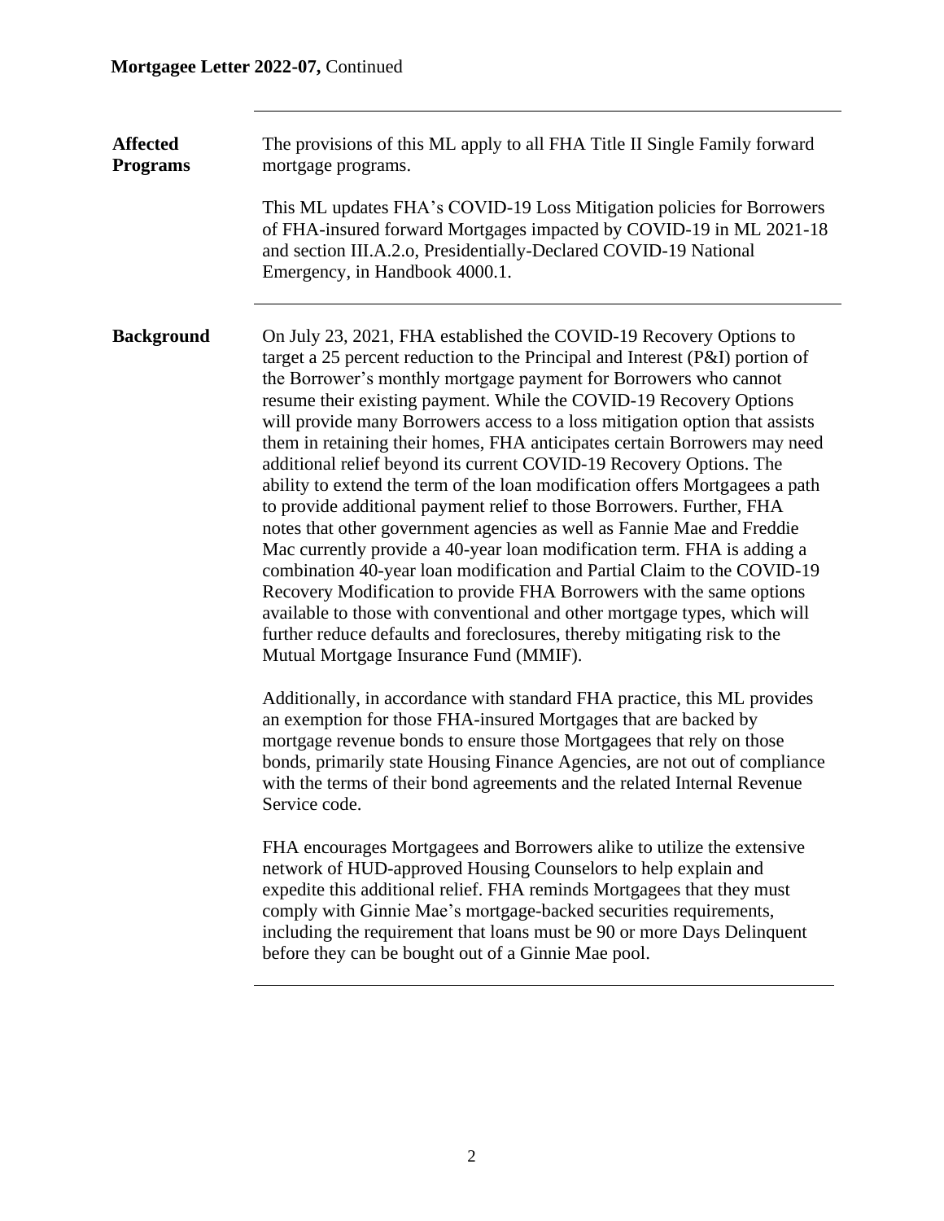## Affected Programs

The provisions of this ML apply to all FHA Title II Single Family forward mortgage programs.

This ML updates FHA's COVID-19 Loss Mitigation policies for Borrowers of FHA-insured forward Mortgages impacted by COVID-19 in ML 2021-18 and section III.A.2.o, Presidentially-Declared COVID-19 National Emergency, in Handbook 4000.1.

## Background

On July 23, 2021, FHA established the COVID-19 Recovery Options to target a 25 percent reduction to the Principal and Interest (P&I) portion of the Borrower's monthly mortgage payment for Borrowers who cannot resume their existing payment. While the COVID-19 Recovery Options will provide many Borrowers access to a loss mitigation option that assists them in retaining their homes, FHA anticipates certain Borrowers may need additional relief beyond its current COVID-19 Recovery Options. The ability to extend the term of the loan modification offers Mortgagees a path to provide additional payment relief to those Borrowers. Further, FHA notes that other government agencies as well as Fannie Mae and Freddie Mac currently provide a 40-year loan modification term. FHA is adding a combination 40-year loan modification and Partial Claim to the COVID-19 Recovery Modification to provide FHA Borrowers with the same options available to those with conventional and other mortgage types, which will further reduce defaults and foreclosures, thereby mitigating risk to the Mutual Mortgage Insurance Fund (MMIF).

Additionally, in accordance with standard FHA practice, this ML provides an exemption for those FHA-insured Mortgages that are backed by mortgage revenue bonds to ensure those Mortgagees that rely on those bonds, primarily state Housing Finance Agencies, are not out of compliance with the terms of their bond agreements and the related Internal Revenue Service code.

FHA encourages Mortgagees and Borrowers alike to utilize the extensive network of HUD-approved Housing Counselors to help explain and expedite this additional relief. FHA reminds Mortgagees that they must comply with Ginnie Mae's mortgage-backed securities requirements, including the requirement that loans must be 90 or more Days Delinquent before they can be bought out of a Ginnie Mae pool.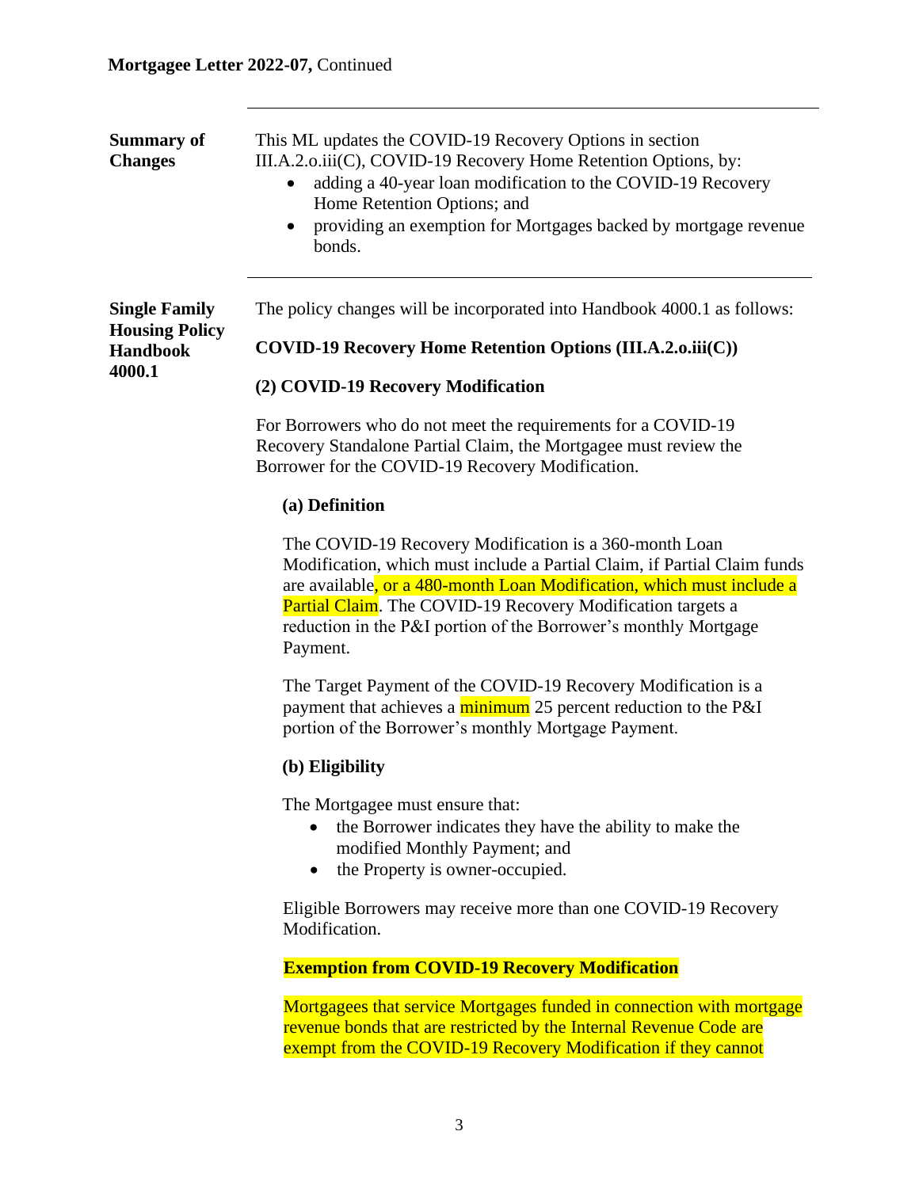**Summary of Changes**

This ML updates the COVID-19 Recovery Options in section III.A.2.o.iii(C), COVID-19 Recovery Home Retention Options, by:

- adding a 40-year loan modification to the COVID-19 Recovery Home Retention Options; and
- providing an exemption for Mortgages backed by mortgage revenue bonds.

---

**Single Family Housing Policy Handbook 4000.1**

The policy changes will be incorporated into Handbook 4000.1 as follows:

**COVID-19 Recovery Home Retention Options (III.A.2.o.iii(C))**

**(2) COVID-19 Recovery Modification**

For Borrowers who do not meet the requirements for a COVID-19 Recovery Standalone Partial Claim, the Mortgagee must review the Borrower for the COVID-19 Recovery Modification.

**(a) Definition**

The COVID-19 Recovery Modification is a 360-month Loan Modification, which must include a Partial Claim, if Partial Claim funds are available, or a 480-month Loan Modification, which must include a Partial Claim. The COVID-19 Recovery Modification targets a reduction in the P&I portion of the Borrower's monthly Mortgage Payment.

The Target Payment of the COVID-19 Recovery Modification is a payment that achieves a minimum 25 percent reduction to the P&I portion of the Borrower's monthly Mortgage Payment.

**(b) Eligibility**

The Mortgagee must ensure that:

- the Borrower indicates they have the ability to make the modified Monthly Payment; and
- the Property is owner-occupied.

Eligible Borrowers may receive more than one COVID-19 Recovery Modification.

**Exemption from COVID-19 Recovery Modification**

Mortgagees that service Mortgages funded in connection with mortgage revenue bonds that are restricted by the Internal Revenue Code are exempt from the COVID-19 Recovery Modification if they cannot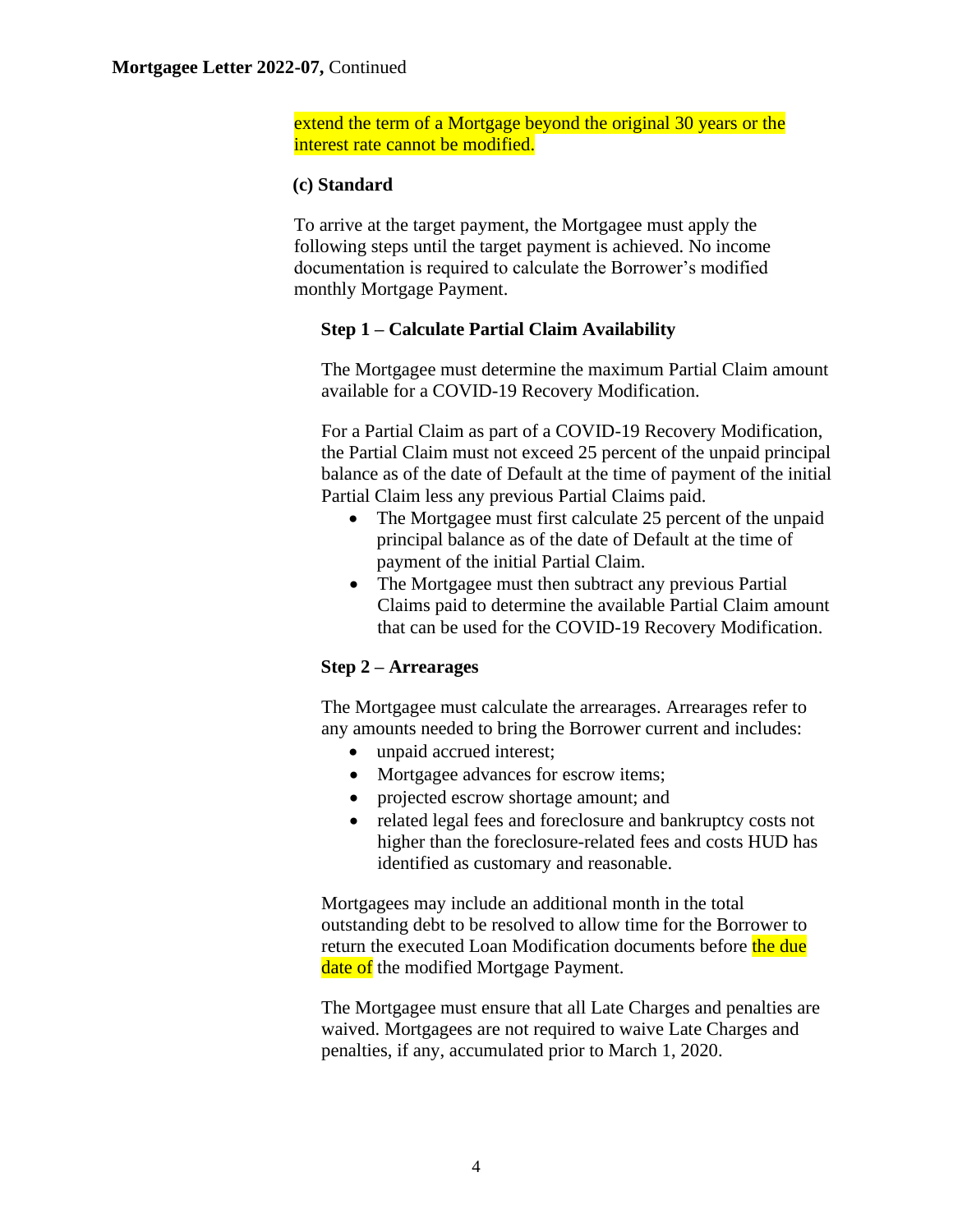extend the term of a Mortgage beyond the original 30 years or the interest rate cannot be modified.

**(c) Standard**

To arrive at the target payment, the Mortgagee must apply the following steps until the target payment is achieved. No income documentation is required to calculate the Borrower's modified monthly Mortgage Payment.

**Step 1 – Calculate Partial Claim Availability**

The Mortgagee must determine the maximum Partial Claim amount available for a COVID-19 Recovery Modification.

For a Partial Claim as part of a COVID-19 Recovery Modification, the Partial Claim must not exceed 25 percent of the unpaid principal balance as of the date of Default at the time of payment of the initial Partial Claim less any previous Partial Claims paid.

- The Mortgagee must first calculate 25 percent of the unpaid principal balance as of the date of Default at the time of payment of the initial Partial Claim.
- The Mortgagee must then subtract any previous Partial Claims paid to determine the available Partial Claim amount that can be used for the COVID-19 Recovery Modification.

**Step 2 – Arrearages**

The Mortgagee must calculate the arrearages. Arrearages refer to any amounts needed to bring the Borrower current and includes:

- unpaid accrued interest;
- Mortgagee advances for escrow items;
- projected escrow shortage amount; and
- related legal fees and foreclosure and bankruptcy costs not higher than the foreclosure-related fees and costs HUD has identified as customary and reasonable.

Mortgagees may include an additional month in the total outstanding debt to be resolved to allow time for the Borrower to return the executed Loan Modification documents before the due date of the modified Mortgage Payment.

The Mortgagee must ensure that all Late Charges and penalties are waived. Mortgagees are not required to waive Late Charges and penalties, if any, accumulated prior to March 1, 2020.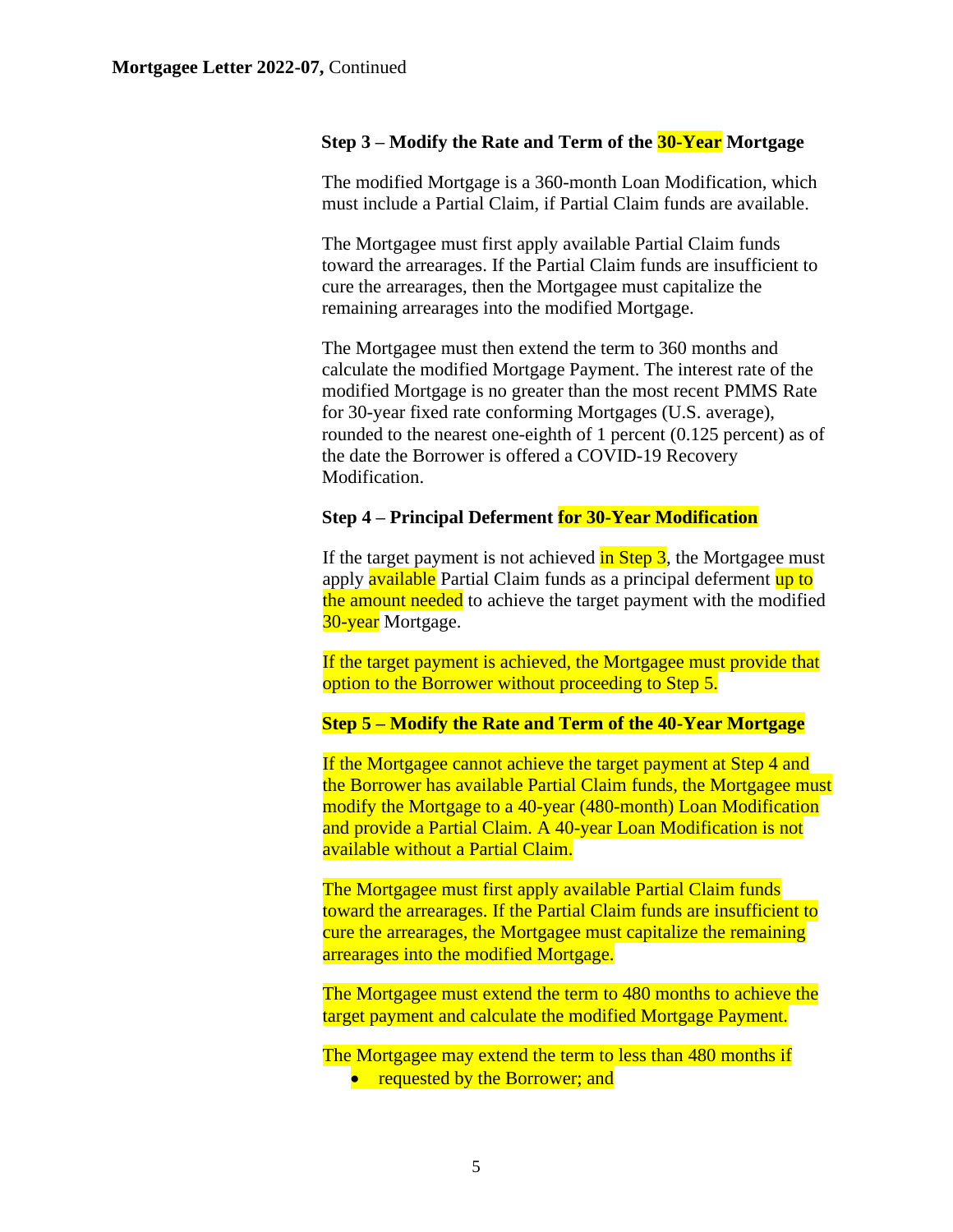**Step 3 – Modify the Rate and Term of the 30-Year Mortgage**

The modified Mortgage is a 360-month Loan Modification, which must include a Partial Claim, if Partial Claim funds are available.

The Mortgagee must first apply available Partial Claim funds toward the arrearages. If the Partial Claim funds are insufficient to cure the arrearages, then the Mortgagee must capitalize the remaining arrearages into the modified Mortgage.

The Mortgagee must then extend the term to 360 months and calculate the modified Mortgage Payment. The interest rate of the modified Mortgage is no greater than the most recent PMMS Rate for 30-year fixed rate conforming Mortgages (U.S. average), rounded to the nearest one-eighth of 1 percent (0.125 percent) as of the date the Borrower is offered a COVID-19 Recovery Modification.

**Step 4 – Principal Deferment for 30-Year Modification**

If the target payment is not achieved in Step 3, the Mortgagee must apply available Partial Claim funds as a principal deferment up to the amount needed to achieve the target payment with the modified 30-year Mortgage.

If the target payment is achieved, the Mortgagee must provide that option to the Borrower without proceeding to Step 5.

**Step 5 – Modify the Rate and Term of the 40-Year Mortgage**

If the Mortgagee cannot achieve the target payment at Step 4 and the Borrower has available Partial Claim funds, the Mortgagee must modify the Mortgage to a 40-year (480-month) Loan Modification and provide a Partial Claim. A 40-year Loan Modification is not available without a Partial Claim.

The Mortgagee must first apply available Partial Claim funds toward the arrearages. If the Partial Claim funds are insufficient to cure the arrearages, the Mortgagee must capitalize the remaining arrearages into the modified Mortgage.

The Mortgagee must extend the term to 480 months to achieve the target payment and calculate the modified Mortgage Payment.

The Mortgagee may extend the term to less than 480 months if

- requested by the Borrower; and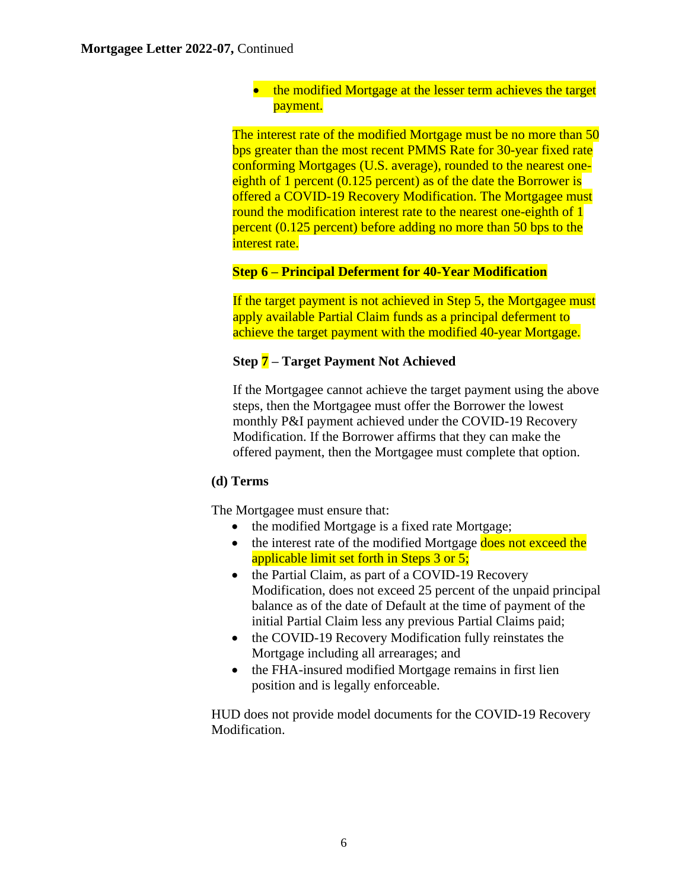- the modified Mortgage at the lesser term achieves the target payment.

The interest rate of the modified Mortgage must be no more than 50 bps greater than the most recent PMMS Rate for 30-year fixed rate conforming Mortgages (U.S. average), rounded to the nearest one-eighth of 1 percent (0.125 percent) as of the date the Borrower is offered a COVID-19 Recovery Modification. The Mortgagee must round the modification interest rate to the nearest one-eighth of 1 percent (0.125 percent) before adding no more than 50 bps to the interest rate.

**Step 6 – Principal Deferment for 40-Year Modification**

If the target payment is not achieved in Step 5, the Mortgagee must apply available Partial Claim funds as a principal deferment to achieve the target payment with the modified 40-year Mortgage.

**Step 7 – Target Payment Not Achieved**

If the Mortgagee cannot achieve the target payment using the above steps, then the Mortgagee must offer the Borrower the lowest monthly P&I payment achieved under the COVID-19 Recovery Modification. If the Borrower affirms that they can make the offered payment, then the Mortgagee must complete that option.

**(d) Terms**

The Mortgagee must ensure that:

- the modified Mortgage is a fixed rate Mortgage;
- the interest rate of the modified Mortgage does not exceed the applicable limit set forth in Steps 3 or 5;
- the Partial Claim, as part of a COVID-19 Recovery Modification, does not exceed 25 percent of the unpaid principal balance as of the date of Default at the time of payment of the initial Partial Claim less any previous Partial Claims paid;
- the COVID-19 Recovery Modification fully reinstates the Mortgage including all arrearages; and
- the FHA-insured modified Mortgage remains in first lien position and is legally enforceable.

HUD does not provide model documents for the COVID-19 Recovery Modification.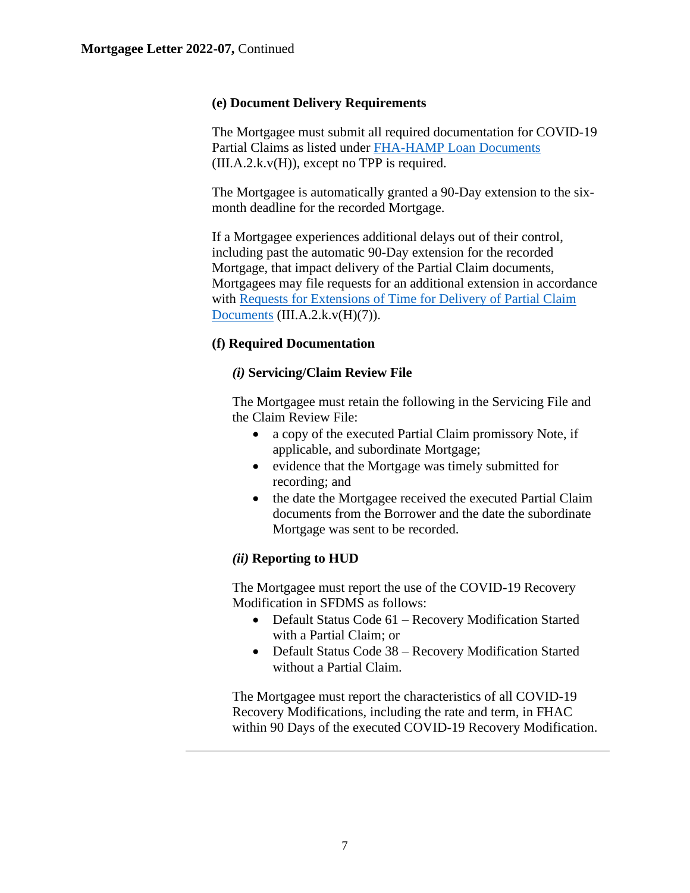**(e) Document Delivery Requirements**

The Mortgagee must submit all required documentation for COVID-19 Partial Claims as listed under [FHA-HAMP Loan Documents](#) (III.A.2.k.v(H)), except no TPP is required.

The Mortgagee is automatically granted a 90-Day extension to the six-month deadline for the recorded Mortgage.

If a Mortgagee experiences additional delays out of their control, including past the automatic 90-Day extension for the recorded Mortgage, that impact delivery of the Partial Claim documents, Mortgagees may file requests for an additional extension in accordance with [Requests for Extensions of Time for Delivery of Partial Claim Documents](#) (III.A.2.k.v(H)(7)).

**(f) Required Documentation**

***(i)* Servicing/Claim Review File**

The Mortgagee must retain the following in the Servicing File and the Claim Review File:

- a copy of the executed Partial Claim promissory Note, if applicable, and subordinate Mortgage;
- evidence that the Mortgage was timely submitted for recording; and
- the date the Mortgagee received the executed Partial Claim documents from the Borrower and the date the subordinate Mortgage was sent to be recorded.

***(ii)* Reporting to HUD**

The Mortgagee must report the use of the COVID-19 Recovery Modification in SFDMS as follows:

- Default Status Code 61 – Recovery Modification Started with a Partial Claim; or
- Default Status Code 38 – Recovery Modification Started without a Partial Claim.

The Mortgagee must report the characteristics of all COVID-19 Recovery Modifications, including the rate and term, in FHAC within 90 Days of the executed COVID-19 Recovery Modification.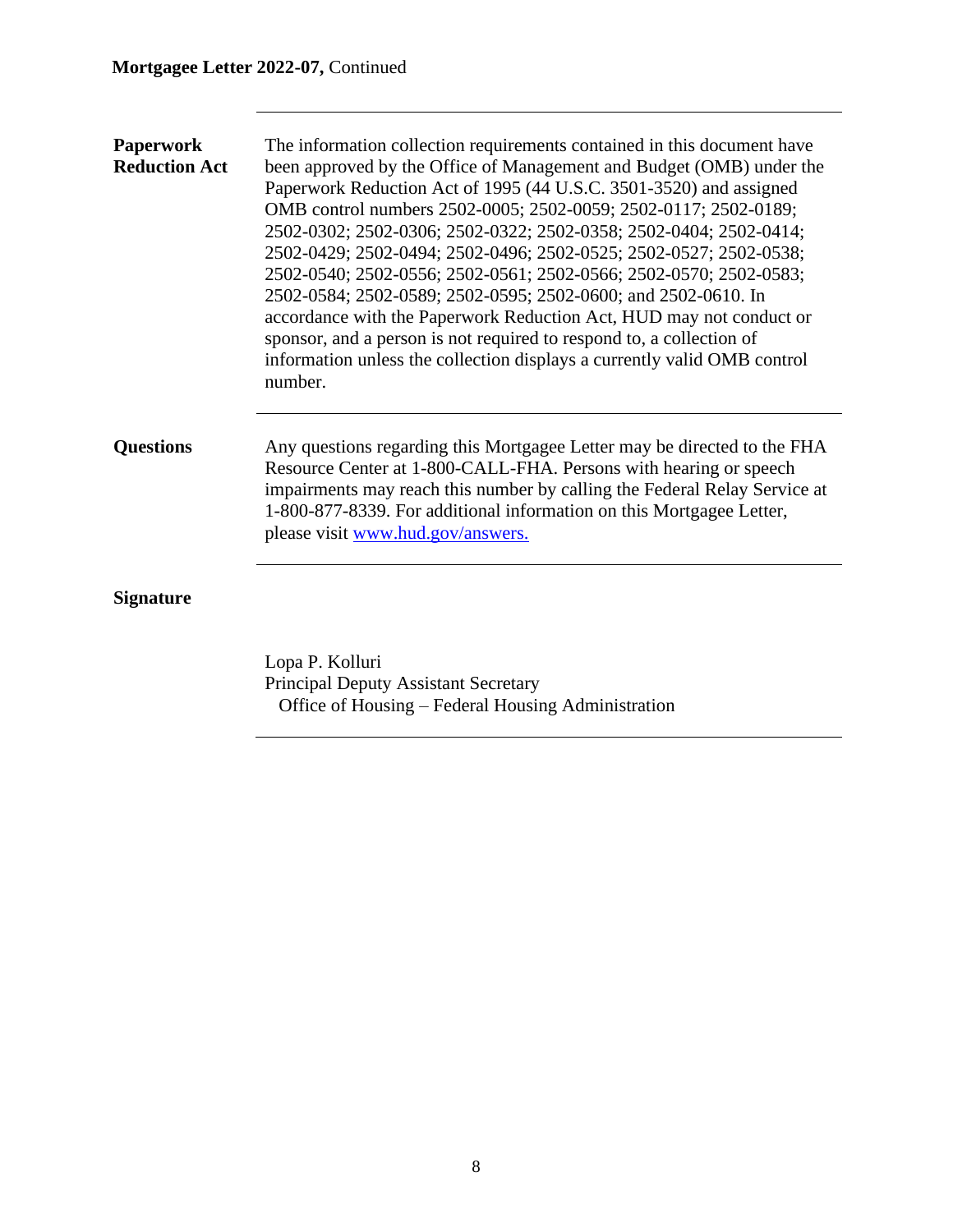## Paperwork Reduction Act

The information collection requirements contained in this document have been approved by the Office of Management and Budget (OMB) under the Paperwork Reduction Act of 1995 (44 U.S.C. 3501-3520) and assigned OMB control numbers 2502-0005; 2502-0059; 2502-0117; 2502-0189; 2502-0302; 2502-0306; 2502-0322; 2502-0358; 2502-0404; 2502-0414; 2502-0429; 2502-0494; 2502-0496; 2502-0525; 2502-0527; 2502-0538; 2502-0540; 2502-0556; 2502-0561; 2502-0566; 2502-0570; 2502-0583; 2502-0584; 2502-0589; 2502-0595; 2502-0600; and 2502-0610. In accordance with the Paperwork Reduction Act, HUD may not conduct or sponsor, and a person is not required to respond to, a collection of information unless the collection displays a currently valid OMB control number.

## Questions

Any questions regarding this Mortgagee Letter may be directed to the FHA Resource Center at 1-800-CALL-FHA. Persons with hearing or speech impairments may reach this number by calling the Federal Relay Service at 1-800-877-8339. For additional information on this Mortgagee Letter, please visit [www.hud.gov/answers.](http://www.hud.gov/answers)

## Signature

Lopa P. Kolluri
Principal Deputy Assistant Secretary
Office of Housing – Federal Housing Administration